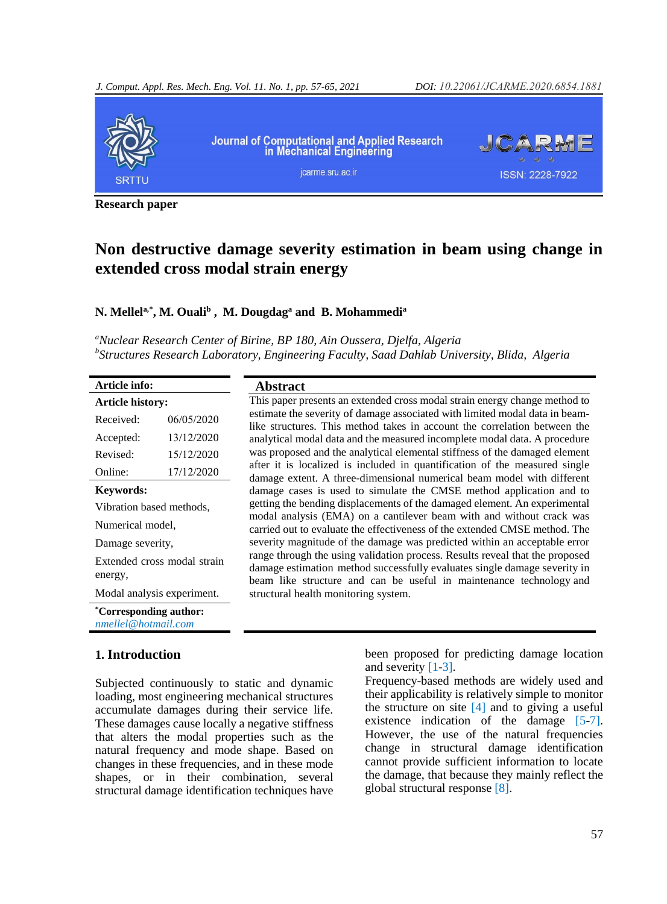Research paper

# Non destructive damage severity estimation in beam using change in extended cross modal strain energy

**N. Mellel[a,*], M. Ouali[b], M. Dougdag[a] and B. Mohammedi[a]**

*[a]Nuclear Research Center of Birine, BP 180, Ain Oussera, Djelfa, Algeria*
*[b]Structures Research Laboratory, Engineering Faculty, Saad Dahlab University, Blida, Algeria*

**Article info:**

**Article history:**

| | |
|---|---|
| Received: | 06/05/2020 |
| Accepted: | 13/12/2020 |
| Revised: | 15/12/2020 |
| Online: | 17/12/2020 |

**Keywords:**

Vibration based methods,
Numerical model,
Damage severity,
Extended cross modal strain energy,
Modal analysis experiment.

**[*]Corresponding author:** *nmellel@hotmail.com*

## Abstract

This paper presents an extended cross modal strain energy change method to estimate the severity of damage associated with limited modal data in beam-like structures. This method takes in account the correlation between the analytical modal data and the measured incomplete modal data. A procedure was proposed and the analytical elemental stiffness of the damaged element after it is localized is included in quantification of the measured single damage extent. A three-dimensional numerical beam model with different damage cases is used to simulate the CMSE method application and to getting the bending displacements of the damaged element. An experimental modal analysis (EMA) on a cantilever beam with and without crack was carried out to evaluate the effectiveness of the extended CMSE method. The severity magnitude of the damage was predicted within an acceptable error range through the using validation process. Results reveal that the proposed damage estimation method successfully evaluates single damage severity in beam like structure and can be useful in maintenance technology and structural health monitoring system.

## 1. Introduction

Subjected continuously to static and dynamic loading, most engineering mechanical structures accumulate damages during their service life. These damages cause locally a negative stiffness that alters the modal properties such as the natural frequency and mode shape. Based on changes in these frequencies, and in these mode shapes, or in their combination, several structural damage identification techniques have been proposed for predicting damage location and severity [1-3].

Frequency-based methods are widely used and their applicability is relatively simple to monitor the structure on site [4] and to giving a useful existence indication of the damage [5-7]. However, the use of the natural frequencies change in structural damage identification cannot provide sufficient information to locate the damage, that because they mainly reflect the global structural response [8].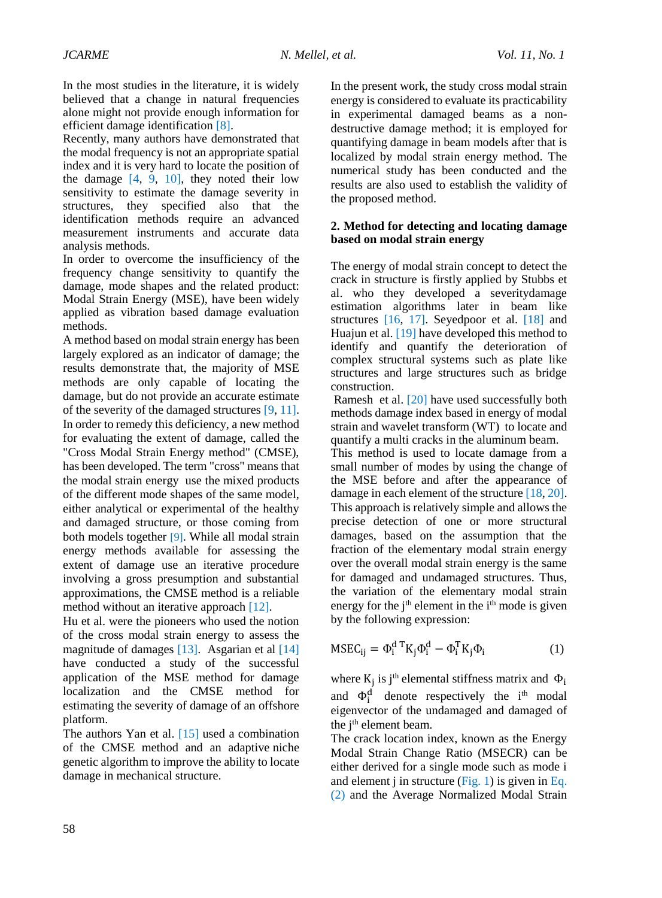In the most studies in the literature, it is widely believed that a change in natural frequencies alone might not provide enough information for efficient damage identification [8].

Recently, many authors have demonstrated that the modal frequency is not an appropriate spatial index and it is very hard to locate the position of the damage [4, 9, 10], they noted their low sensitivity to estimate the damage severity in structures, they specified also that the identification methods require an advanced measurement instruments and accurate data analysis methods.

In order to overcome the insufficiency of the frequency change sensitivity to quantify the damage, mode shapes and the related product: Modal Strain Energy (MSE), have been widely applied as vibration based damage evaluation methods.

A method based on modal strain energy has been largely explored as an indicator of damage; the results demonstrate that, the majority of MSE methods are only capable of locating the damage, but do not provide an accurate estimate of the severity of the damaged structures [9, 11]. In order to remedy this deficiency, a new method for evaluating the extent of damage, called the "Cross Modal Strain Energy method" (CMSE), has been developed. The term "cross" means that the modal strain energy use the mixed products of the different mode shapes of the same model, either analytical or experimental of the healthy and damaged structure, or those coming from both models together [9]. While all modal strain energy methods available for assessing the extent of damage use an iterative procedure involving a gross presumption and substantial approximations, the CMSE method is a reliable method without an iterative approach [12].

Hu et al. were the pioneers who used the notion of the cross modal strain energy to assess the magnitude of damages [13]. Asgarian et al [14] have conducted a study of the successful application of the MSE method for damage localization and the CMSE method for estimating the severity of damage of an offshore platform.

The authors Yan et al. [15] used a combination of the CMSE method and an adaptive niche genetic algorithm to improve the ability to locate damage in mechanical structure.

In the present work, the study cross modal strain energy is considered to evaluate its practicability in experimental damaged beams as a non-destructive damage method; it is employed for quantifying damage in beam models after that is localized by modal strain energy method. The numerical study has been conducted and the results are also used to establish the validity of the proposed method.

## 2. Method for detecting and locating damage based on modal strain energy

The energy of modal strain concept to detect the crack in structure is firstly applied by Stubbs et al. who they developed a severitydamage estimation algorithms later in beam like structures [16, 17]. Seyedpoor et al. [18] and Huajun et al. [19] have developed this method to identify and quantify the deterioration of complex structural systems such as plate like structures and large structures such as bridge construction.

Ramesh et al. [20] have used successfully both methods damage index based in energy of modal strain and wavelet transform (WT) to locate and quantify a multi cracks in the aluminum beam.

This method is used to locate damage from a small number of modes by using the change of the MSE before and after the appearance of damage in each element of the structure [18, 20]. This approach is relatively simple and allows the precise detection of one or more structural damages, based on the assumption that the fraction of the elementary modal strain energy over the overall modal strain energy is the same for damaged and undamaged structures. Thus, the variation of the elementary modal strain energy for the $j^{th}$ element in the $i^{th}$ mode is given by the following expression:

$$\mathrm{MSEC}_{ij} = \Phi_i^{d\,T} K_j \Phi_i^d - \Phi_i^T K_j \Phi_i \tag{1}$$

where $K_j$ is $j^{th}$ elemental stiffness matrix and $\Phi_i$ and $\Phi_i^d$ denote respectively the $i^{th}$ modal eigenvector of the undamaged and damaged of the $j^{th}$ element beam.

The crack location index, known as the Energy Modal Strain Change Ratio (MSECR) can be either derived for a single mode such as mode i and element j in structure (Fig. 1) is given in Eq. (2) and the Average Normalized Modal Strain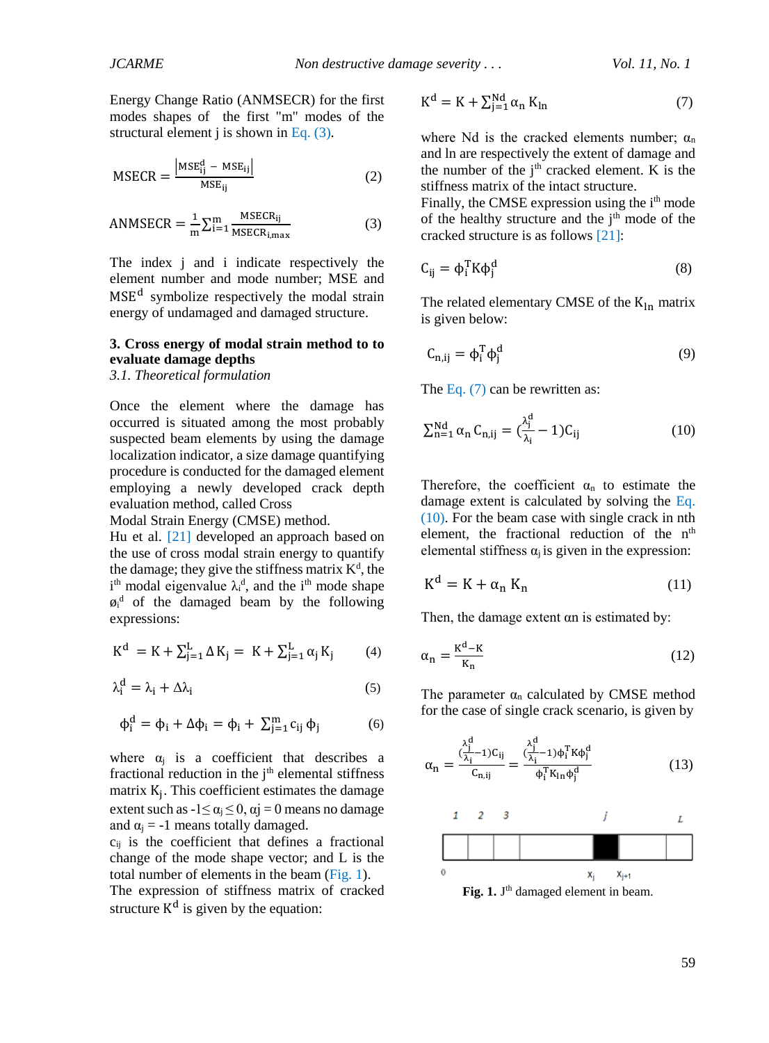Energy Change Ratio (ANMSECR) for the first modes shapes of the first "m" modes of the structural element j is shown in Eq. (3).

$$\mathrm{MSECR} = \frac{\left|\mathrm{MSE}_{ij}^{d} - \mathrm{MSE}_{ij}\right|}{\mathrm{MSE}_{ij}} \quad (2)$$

$$\mathrm{ANMSECR} = \frac{1}{m}\sum_{i=1}^{m} \frac{\mathrm{MSECR}_{ij}}{\mathrm{MSECR}_{i,max}} \quad (3)$$

The index j and i indicate respectively the element number and mode number; MSE and $\mathrm{MSE}^{d}$ symbolize respectively the modal strain energy of undamaged and damaged structure.

### 3. Cross energy of modal strain method to to evaluate damage depths

*3.1. Theoretical formulation*

Once the element where the damage has occurred is situated among the most probably suspected beam elements by using the damage localization indicator, a size damage quantifying procedure is conducted for the damaged element employing a newly developed crack depth evaluation method, called Cross Modal Strain Energy (CMSE) method.

Hu et al. [21] developed an approach based on the use of cross modal strain energy to quantify the damage; they give the stiffness matrix $K^{d}$, the $i^{th}$ modal eigenvalue $\lambda_i^{d}$, and the $i^{th}$ mode shape $\phi_i^{d}$ of the damaged beam by the following expressions:

$$K^{d} = K + \sum_{j=1}^{L} \Delta K_j = K + \sum_{j=1}^{L} \alpha_j K_j \quad (4)$$

$$\lambda_i^{d} = \lambda_i + \Delta\lambda_i \quad (5)$$

$$\phi_i^{d} = \phi_i + \Delta\phi_i = \phi_i + \sum_{j=1}^{m} c_{ij}\,\phi_j \quad (6)$$

where $\alpha_j$ is a coefficient that describes a fractional reduction in the $j^{th}$ elemental stiffness matrix $K_j$. This coefficient estimates the damage extent such as $-1 \leq \alpha_j \leq 0$, $\alpha_j = 0$ means no damage and $\alpha_j = -1$ means totally damaged.

$c_{ij}$ is the coefficient that defines a fractional change of the mode shape vector; and L is the total number of elements in the beam (Fig. 1).

The expression of stiffness matrix of cracked structure $K^{d}$ is given by the equation:

$$K^{d} = K + \sum_{j=1}^{Nd} \alpha_n K_{ln} \quad (7)$$

where Nd is the cracked elements number; $\alpha_n$ and ln are respectively the extent of damage and the number of the $j^{th}$ cracked element. K is the stiffness matrix of the intact structure.

Finally, the CMSE expression using the $i^{th}$ mode of the healthy structure and the $j^{th}$ mode of the cracked structure is as follows [21]:

$$C_{ij} = \phi_i^{T} K \phi_j^{d} \quad (8)$$

The related elementary CMSE of the $K_{ln}$ matrix is given below:

$$C_{n,ij} = \phi_i^{T} \phi_j^{d} \quad (9)$$

The Eq. (7) can be rewritten as:

$$\sum_{n=1}^{Nd} \alpha_n C_{n,ij} = \left(\frac{\lambda_j^{d}}{\lambda_i} - 1\right) C_{ij} \quad (10)$$

Therefore, the coefficient $\alpha_n$ to estimate the damage extent is calculated by solving the Eq. (10). For the beam case with single crack in nth element, the fractional reduction of the $n^{th}$ elemental stiffness $\alpha_j$ is given in the expression:

$$K^{d} = K + \alpha_n K_n \quad (11)$$

Then, the damage extent $\alpha n$ is estimated by:

$$\alpha_n = \frac{K^{d} - K}{K_n} \quad (12)$$

The parameter $\alpha_n$ calculated by CMSE method for the case of single crack scenario, is given by

$$\alpha_n = \frac{\left(\frac{\lambda_j^{d}}{\lambda_i} - 1\right) C_{ij}}{C_{n,ij}} = \frac{\left(\frac{\lambda_j^{d}}{\lambda_i} - 1\right) \phi_i^{T} K \phi_j^{d}}{\phi_i^{T} K_{ln} \phi_j^{d}} \quad (13)$$

**Fig. 1.** $J^{th}$ damaged element in beam.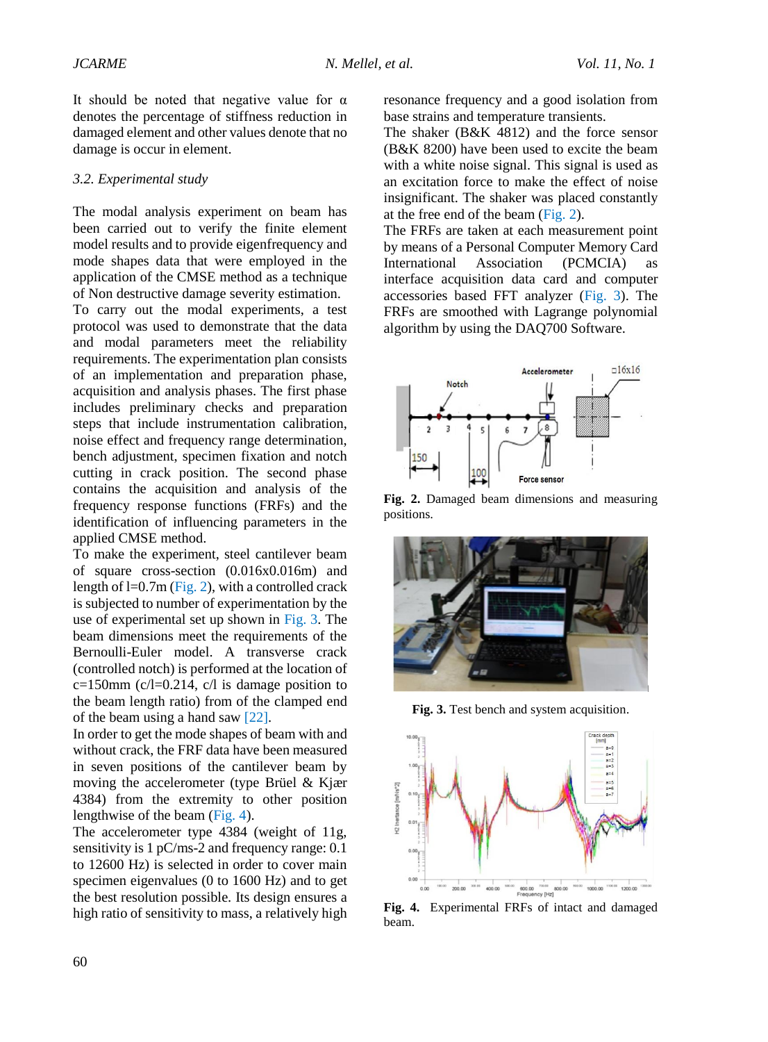It should be noted that negative value for $\alpha$ denotes the percentage of stiffness reduction in damaged element and other values denote that no damage is occur in element.

*3.2. Experimental study*

The modal analysis experiment on beam has been carried out to verify the finite element model results and to provide eigenfrequency and mode shapes data that were employed in the application of the CMSE method as a technique of Non destructive damage severity estimation.

To carry out the modal experiments, a test protocol was used to demonstrate that the data and modal parameters meet the reliability requirements. The experimentation plan consists of an implementation and preparation phase, acquisition and analysis phases. The first phase includes preliminary checks and preparation steps that include instrumentation calibration, noise effect and frequency range determination, bench adjustment, specimen fixation and notch cutting in crack position. The second phase contains the acquisition and analysis of the frequency response functions (FRFs) and the identification of influencing parameters in the applied CMSE method.

To make the experiment, steel cantilever beam of square cross-section (0.016x0.016m) and length of l=0.7m (Fig. 2), with a controlled crack is subjected to number of experimentation by the use of experimental set up shown in Fig. 3. The beam dimensions meet the requirements of the Bernoulli-Euler model. A transverse crack (controlled notch) is performed at the location of c=150mm (c/l=0.214, c/l is damage position to the beam length ratio) from of the clamped end of the beam using a hand saw [22].

In order to get the mode shapes of beam with and without crack, the FRF data have been measured in seven positions of the cantilever beam by moving the accelerometer (type Brüel & Kjær 4384) from the extremity to other position lengthwise of the beam (Fig. 4).

The accelerometer type 4384 (weight of 11g, sensitivity is 1 pC/ms-2 and frequency range: 0.1 to 12600 Hz) is selected in order to cover main specimen eigenvalues (0 to 1600 Hz) and to get the best resolution possible. Its design ensures a high ratio of sensitivity to mass, a relatively high resonance frequency and a good isolation from base strains and temperature transients.

The shaker (B&K 4812) and the force sensor (B&K 8200) have been used to excite the beam with a white noise signal. This signal is used as an excitation force to make the effect of noise insignificant. The shaker was placed constantly at the free end of the beam (Fig. 2).

The FRFs are taken at each measurement point by means of a Personal Computer Memory Card International Association (PCMCIA) as interface acquisition data card and computer accessories based FFT analyzer (Fig. 3). The FRFs are smoothed with Lagrange polynomial algorithm by using the DAQ700 Software.

**Fig. 2.** Damaged beam dimensions and measuring positions.

**Fig. 3.** Test bench and system acquisition.

**Fig. 4.** Experimental FRFs of intact and damaged beam.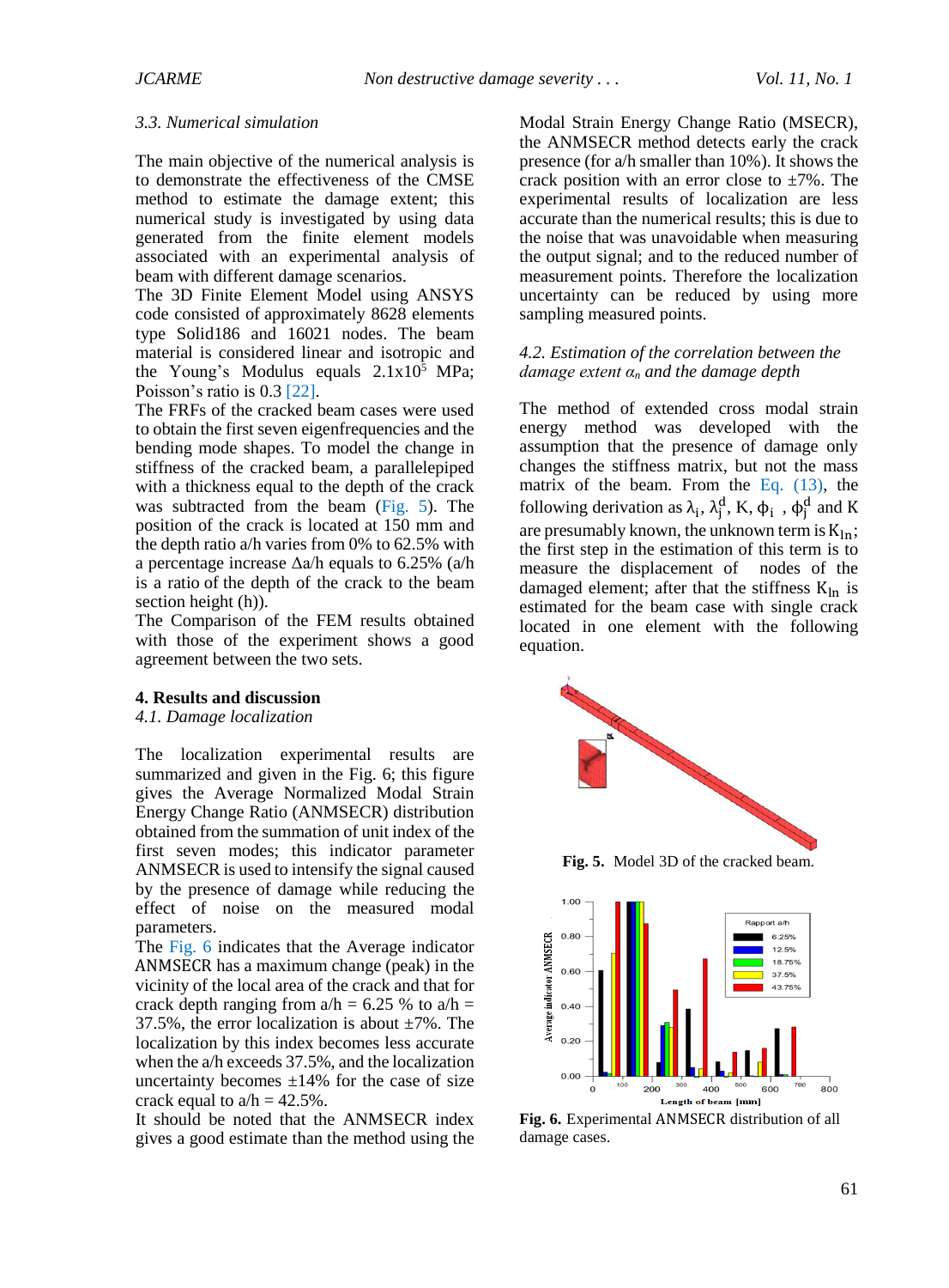### 3.3. Numerical simulation

The main objective of the numerical analysis is to demonstrate the effectiveness of the CMSE method to estimate the damage extent; this numerical study is investigated by using data generated from the finite element models associated with an experimental analysis of beam with different damage scenarios.

The 3D Finite Element Model using ANSYS code consisted of approximately 8628 elements type Solid186 and 16021 nodes. The beam material is considered linear and isotropic and the Young's Modulus equals $2.1 \times 10^5$ MPa; Poisson's ratio is 0.3 [22].

The FRFs of the cracked beam cases were used to obtain the first seven eigenfrequencies and the bending mode shapes. To model the change in stiffness of the cracked beam, a parallelepiped with a thickness equal to the depth of the crack was subtracted from the beam (Fig. 5). The position of the crack is located at 150 mm and the depth ratio a/h varies from 0% to 62.5% with a percentage increase Δa/h equals to 6.25% (a/h is a ratio of the depth of the crack to the beam section height (h)).

The Comparison of the FEM results obtained with those of the experiment shows a good agreement between the two sets.

## 4. Results and discussion

### 4.1. Damage localization

The localization experimental results are summarized and given in the Fig. 6; this figure gives the Average Normalized Modal Strain Energy Change Ratio (ANMSECR) distribution obtained from the summation of unit index of the first seven modes; this indicator parameter ANMSECR is used to intensify the signal caused by the presence of damage while reducing the effect of noise on the measured modal parameters.

The Fig. 6 indicates that the Average indicator ANMSECR has a maximum change (peak) in the vicinity of the local area of the crack and that for crack depth ranging from a/h = 6.25 % to a/h = 37.5%, the error localization is about ±7%. The localization by this index becomes less accurate when the a/h exceeds 37.5%, and the localization uncertainty becomes ±14% for the case of size crack equal to a/h = 42.5%.

It should be noted that the ANMSECR index gives a good estimate than the method using the Modal Strain Energy Change Ratio (MSECR), the ANMSECR method detects early the crack presence (for a/h smaller than 10%). It shows the crack position with an error close to ±7%. The experimental results of localization are less accurate than the numerical results; this is due to the noise that was unavoidable when measuring the output signal; and to the reduced number of measurement points. Therefore the localization uncertainty can be reduced by using more sampling measured points.

### 4.2. Estimation of the correlation between the damage extent $\alpha_n$ and the damage depth

The method of extended cross modal strain energy method was developed with the assumption that the presence of damage only changes the stiffness matrix, but not the mass matrix of the beam. From the Eq. (13), the following derivation as $\lambda_i$, $\lambda_j^d$, K, $\phi_i$ , $\phi_j^d$ and K are presumably known, the unknown term is $K_{ln}$; the first step in the estimation of this term is to measure the displacement of nodes of the damaged element; after that the stiffness $K_{ln}$ is estimated for the beam case with single crack located in one element with the following equation.

**Fig. 5.** Model 3D of the cracked beam.

**Fig. 6.** Experimental ANMSECR distribution of all damage cases.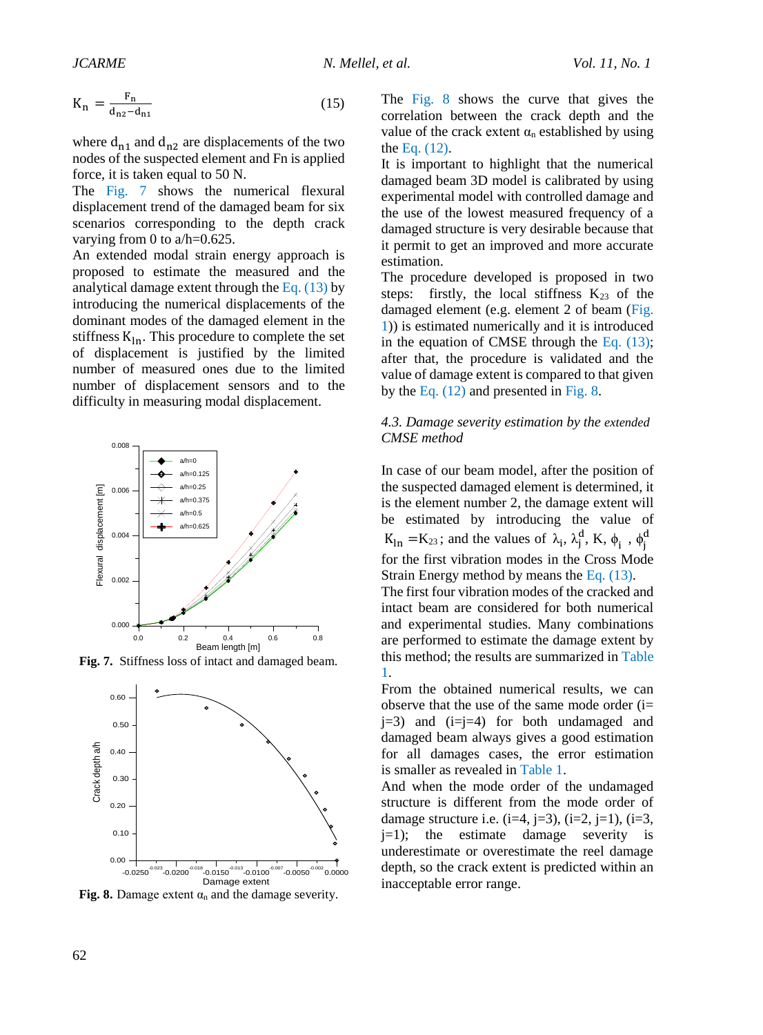$$K_n = \frac{F_n}{d_{n2} - d_{n1}} \tag{15}$$

where $d_{n1}$ and $d_{n2}$ are displacements of the two nodes of the suspected element and Fn is applied force, it is taken equal to 50 N.

The Fig. 7 shows the numerical flexural displacement trend of the damaged beam for six scenarios corresponding to the depth crack varying from 0 to a/h=0.625.

An extended modal strain energy approach is proposed to estimate the measured and the analytical damage extent through the Eq. (13) by introducing the numerical displacements of the dominant modes of the damaged element in the stiffness $K_{ln}$. This procedure to complete the set of displacement is justified by the limited number of measured ones due to the limited number of displacement sensors and to the difficulty in measuring modal displacement.

**Fig. 7.** Stiffness loss of intact and damaged beam.

**Fig. 8.** Damage extent $\alpha_n$ and the damage severity.

The Fig. 8 shows the curve that gives the correlation between the crack depth and the value of the crack extent $\alpha_n$ established by using the Eq. (12).

It is important to highlight that the numerical damaged beam 3D model is calibrated by using experimental model with controlled damage and the use of the lowest measured frequency of a damaged structure is very desirable because that it permit to get an improved and more accurate estimation.

The procedure developed is proposed in two steps: firstly, the local stiffness $K_{23}$ of the damaged element (e.g. element 2 of beam (Fig. 1)) is estimated numerically and it is introduced in the equation of CMSE through the Eq. (13); after that, the procedure is validated and the value of damage extent is compared to that given by the Eq. (12) and presented in Fig. 8.

### *4.3. Damage severity estimation by the extended CMSE method*

In case of our beam model, after the position of the suspected damaged element is determined, it is the element number 2, the damage extent will be estimated by introducing the value of $K_{ln} = K_{23}$; and the values of $\lambda_i$, $\lambda_j^d$, K, $\phi_i$ , $\phi_j^d$ for the first vibration modes in the Cross Mode Strain Energy method by means the Eq. (13).

The first four vibration modes of the cracked and intact beam are considered for both numerical and experimental studies. Many combinations are performed to estimate the damage extent by this method; the results are summarized in Table 1.

From the obtained numerical results, we can observe that the use of the same mode order (i= j=3) and (i=j=4) for both undamaged and damaged beam always gives a good estimation for all damages cases, the error estimation is smaller as revealed in Table 1.

And when the mode order of the undamaged structure is different from the mode order of damage structure i.e. (i=4, j=3), (i=2, j=1), (i=3, j=1); the estimate damage severity is underestimate or overestimate the reel damage depth, so the crack extent is predicted within an inacceptable error range.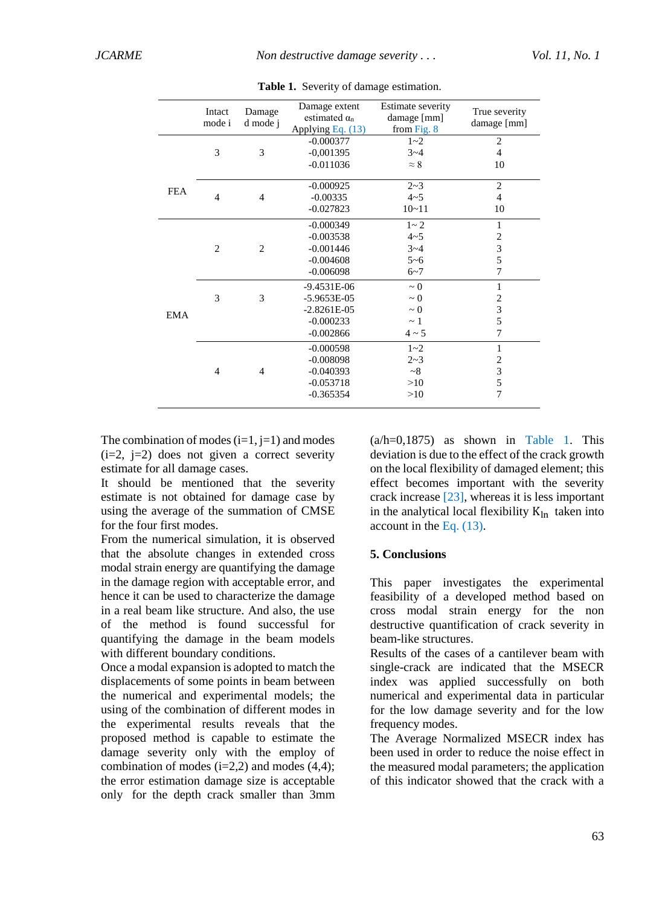**Table 1.** Severity of damage estimation.

| | Intact mode i | Damage d mode j | Damage extent estimated $\alpha_n$ Applying Eq. (13) | Estimate severity damage [mm] from Fig. 8 | True severity damage [mm] |
|---|---|---|---|---|---|
| FEA | 3 | 3 | -0.000377 | 1~2 | 2 |
| | | | -0,001395 | 3~4 | 4 |
| | | | -0.011036 | ≈ 8 | 10 |
| | 4 | 4 | -0.000925 | 2~3 | 2 |
| | | | -0.00335 | 4~5 | 4 |
| | | | -0.027823 | 10~11 | 10 |
| EMA | 2 | 2 | -0.000349 | 1~ 2 | 1 |
| | | | -0.003538 | 4~5 | 2 |
| | | | -0.001446 | 3~4 | 3 |
| | | | -0.004608 | 5~6 | 5 |
| | | | -0.006098 | 6~7 | 7 |
| | 3 | 3 | -9.4531E-06 | ~ 0 | 1 |
| | | | -5.9653E-05 | ~ 0 | 2 |
| | | | -2.8261E-05 | ~ 0 | 3 |
| | | | -0.000233 | ~ 1 | 5 |
| | | | -0.002866 | 4 ~ 5 | 7 |
| | 4 | 4 | -0.000598 | 1~2 | 1 |
| | | | -0.008098 | 2~3 | 2 |
| | | | -0.040393 | ~8 | 3 |
| | | | -0.053718 | >10 | 5 |
| | | | -0.365354 | >10 | 7 |

The combination of modes (i=1, j=1) and modes (i=2, j=2) does not given a correct severity estimate for all damage cases.

It should be mentioned that the severity estimate is not obtained for damage case by using the average of the summation of CMSE for the four first modes.

From the numerical simulation, it is observed that the absolute changes in extended cross modal strain energy are quantifying the damage in the damage region with acceptable error, and hence it can be used to characterize the damage in a real beam like structure. And also, the use of the method is found successful for quantifying the damage in the beam models with different boundary conditions.

Once a modal expansion is adopted to match the displacements of some points in beam between the numerical and experimental models; the using of the combination of different modes in the experimental results reveals that the proposed method is capable to estimate the damage severity only with the employ of combination of modes (i=2,2) and modes (4,4); the error estimation damage size is acceptable only for the depth crack smaller than 3mm (a/h=0,1875) as shown in Table 1. This deviation is due to the effect of the crack growth on the local flexibility of damaged element; this effect becomes important with the severity crack increase [23], whereas it is less important in the analytical local flexibility $K_{ln}$ taken into account in the Eq. (13).

## 5. Conclusions

This paper investigates the experimental feasibility of a developed method based on cross modal strain energy for the non destructive quantification of crack severity in beam-like structures.

Results of the cases of a cantilever beam with single-crack are indicated that the MSECR index was applied successfully on both numerical and experimental data in particular for the low damage severity and for the low frequency modes.

The Average Normalized MSECR index has been used in order to reduce the noise effect in the measured modal parameters; the application of this indicator showed that the crack with a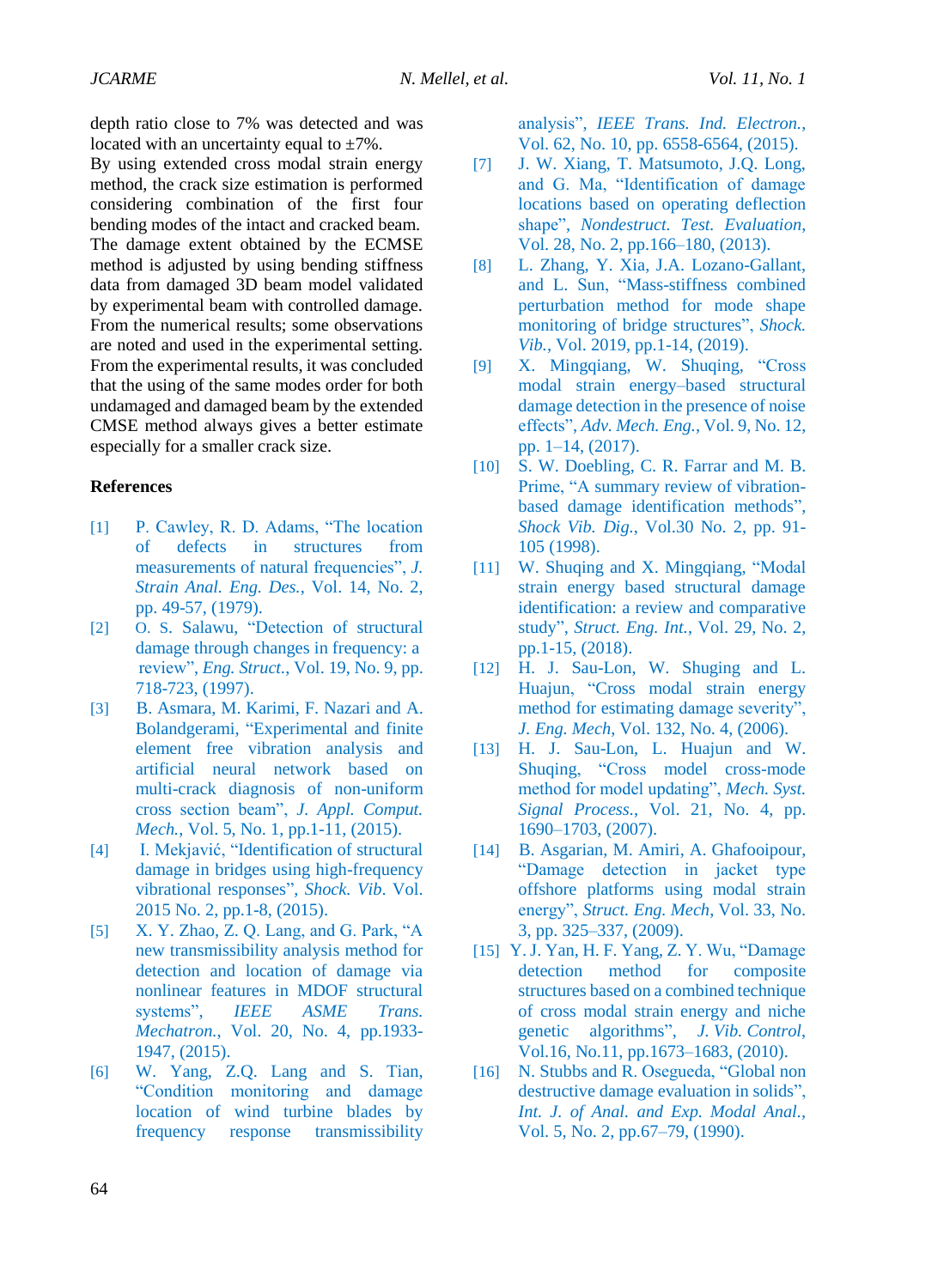depth ratio close to 7% was detected and was located with an uncertainty equal to ±7%.

By using extended cross modal strain energy method, the crack size estimation is performed considering combination of the first four bending modes of the intact and cracked beam. The damage extent obtained by the ECMSE method is adjusted by using bending stiffness data from damaged 3D beam model validated by experimental beam with controlled damage. From the numerical results; some observations are noted and used in the experimental setting. From the experimental results, it was concluded that the using of the same modes order for both undamaged and damaged beam by the extended CMSE method always gives a better estimate especially for a smaller crack size.

## References

[1] P. Cawley, R. D. Adams, "The location of defects in structures from measurements of natural frequencies", *J. Strain Anal. Eng. Des.*, Vol. 14, No. 2, pp. 49-57, (1979).

[2] O. S. Salawu, "Detection of structural damage through changes in frequency: a review", *Eng. Struct.*, Vol. 19, No. 9, pp. 718-723, (1997).

[3] B. Asmara, M. Karimi, F. Nazari and A. Bolandgerami, "Experimental and finite element free vibration analysis and artificial neural network based on multi-crack diagnosis of non-uniform cross section beam", *J. Appl. Comput. Mech.*, Vol. 5, No. 1, pp.1-11, (2015).

[4] I. Mekjavić, "Identification of structural damage in bridges using high-frequency vibrational responses", *Shock. Vib*. Vol. 2015 No. 2, pp.1-8, (2015).

[5] X. Y. Zhao, Z. Q. Lang, and G. Park, "A new transmissibility analysis method for detection and location of damage via nonlinear features in MDOF structural systems", *IEEE ASME Trans. Mechatron.*, Vol. 20, No. 4, pp.1933-1947, (2015).

[6] W. Yang, Z.Q. Lang and S. Tian, "Condition monitoring and damage location of wind turbine blades by frequency response transmissibility analysis", *IEEE Trans. Ind. Electron.*, Vol. 62, No. 10, pp. 6558-6564, (2015).

[7] J. W. Xiang, T. Matsumoto, J.Q. Long, and G. Ma, "Identification of damage locations based on operating deflection shape", *Nondestruct. Test. Evaluation*, Vol. 28, No. 2, pp.166–180, (2013).

[8] L. Zhang, Y. Xia, J.A. Lozano-Gallant, and L. Sun, "Mass-stiffness combined perturbation method for mode shape monitoring of bridge structures", *Shock. Vib.*, Vol. 2019, pp.1-14, (2019).

[9] X. Mingqiang, W. Shuqing, "Cross modal strain energy–based structural damage detection in the presence of noise effects", *Adv. Mech. Eng.*, Vol. 9, No. 12, pp. 1–14, (2017).

[10] S. W. Doebling, C. R. Farrar and M. B. Prime, "A summary review of vibration-based damage identification methods", *Shock Vib. Dig.*, Vol.30 No. 2, pp. 91-105 (1998).

[11] W. Shuqing and X. Mingqiang, "Modal strain energy based structural damage identification: a review and comparative study", *Struct. Eng. Int.*, Vol. 29, No. 2, pp.1-15, (2018).

[12] H. J. Sau-Lon, W. Shuging and L. Huajun, "Cross modal strain energy method for estimating damage severity", *J. Eng. Mech*, Vol. 132, No. 4, (2006).

[13] H. J. Sau-Lon, L. Huajun and W. Shuqing, "Cross model cross-mode method for model updating", *Mech. Syst. Signal Process.*, Vol. 21, No. 4, pp. 1690–1703, (2007).

[14] B. Asgarian, M. Amiri, A. Ghafooipour, "Damage detection in jacket type offshore platforms using modal strain energy", *Struct. Eng. Mech*, Vol. 33, No. 3, pp. 325–337, (2009).

[15] Y. J. Yan, H. F. Yang, Z. Y. Wu, "Damage detection method for composite structures based on a combined technique of cross modal strain energy and niche genetic algorithms", *J. Vib. Control*, Vol.16, No.11, pp.1673–1683, (2010).

[16] N. Stubbs and R. Osegueda, "Global non destructive damage evaluation in solids", *Int. J. of Anal. and Exp. Modal Anal.*, Vol. 5, No. 2, pp.67–79, (1990).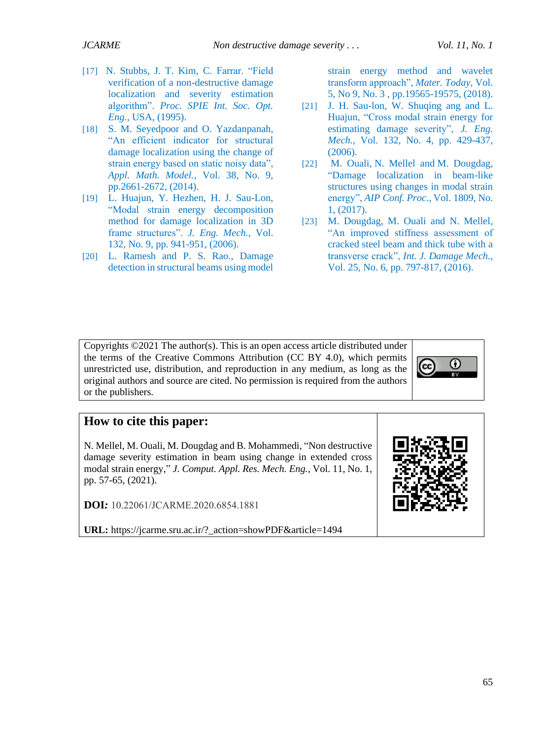[17] N. Stubbs, J. T. Kim, C. Farrar. "Field verification of a non-destructive damage localization and severity estimation algorithm". *Proc. SPIE Int. Soc. Opt. Eng.*, USA, (1995).

[18] S. M. Seyedpoor and O. Yazdanpanah, "An efficient indicator for structural damage localization using the change of strain energy based on static noisy data", *Appl. Math. Model.*, Vol. 38, No. 9, pp.2661-2672, (2014).

[19] L. Huajun, Y. Hezhen, H. J. Sau-Lon, "Modal strain energy decomposition method for damage localization in 3D frame structures". *J. Eng. Mech.*, Vol. 132, No. 9, pp. 941-951, (2006).

[20] L. Ramesh and P. S. Rao., Damage detection in structural beams using model strain energy method and wavelet transform approach", *Mater. Today*, Vol. 5, No 9, No. 3 , pp.19565-19575, (2018).

[21] J. H. Sau-lon, W. Shuqing ang and L. Huajun, "Cross modal strain energy for estimating damage severity", *J. Eng. Mech.*, Vol. 132, No. 4, pp. 429-437, (2006).

[22] M. Ouali, N. Mellel and M. Dougdag, "Damage localization in beam-like structures using changes in modal strain energy", *AIP Conf. Proc.*, Vol. 1809, No. 1, (2017).

[23] M. Dougdag, M. Ouali and N. Mellel, "An improved stiffness assessment of cracked steel beam and thick tube with a transverse crack", *Int. J. Damage Mech.*, Vol. 25, No. 6, pp. 797-817, (2016).

Copyrights ©2021 The author(s). This is an open access article distributed under the terms of the Creative Commons Attribution (CC BY 4.0), which permits unrestricted use, distribution, and reproduction in any medium, as long as the original authors and source are cited. No permission is required from the authors or the publishers.

## How to cite this paper:

N. Mellel, M. Ouali, M. Dougdag and B. Mohammedi, "Non destructive damage severity estimation in beam using change in extended cross modal strain energy," *J. Comput. Appl. Res. Mech. Eng.*, Vol. 11, No. 1, pp. 57-65, (2021).

**DOI:** 10.22061/JCARME.2020.6854.1881

**URL:** https://jcarme.sru.ac.ir/?_action=showPDF&article=1494